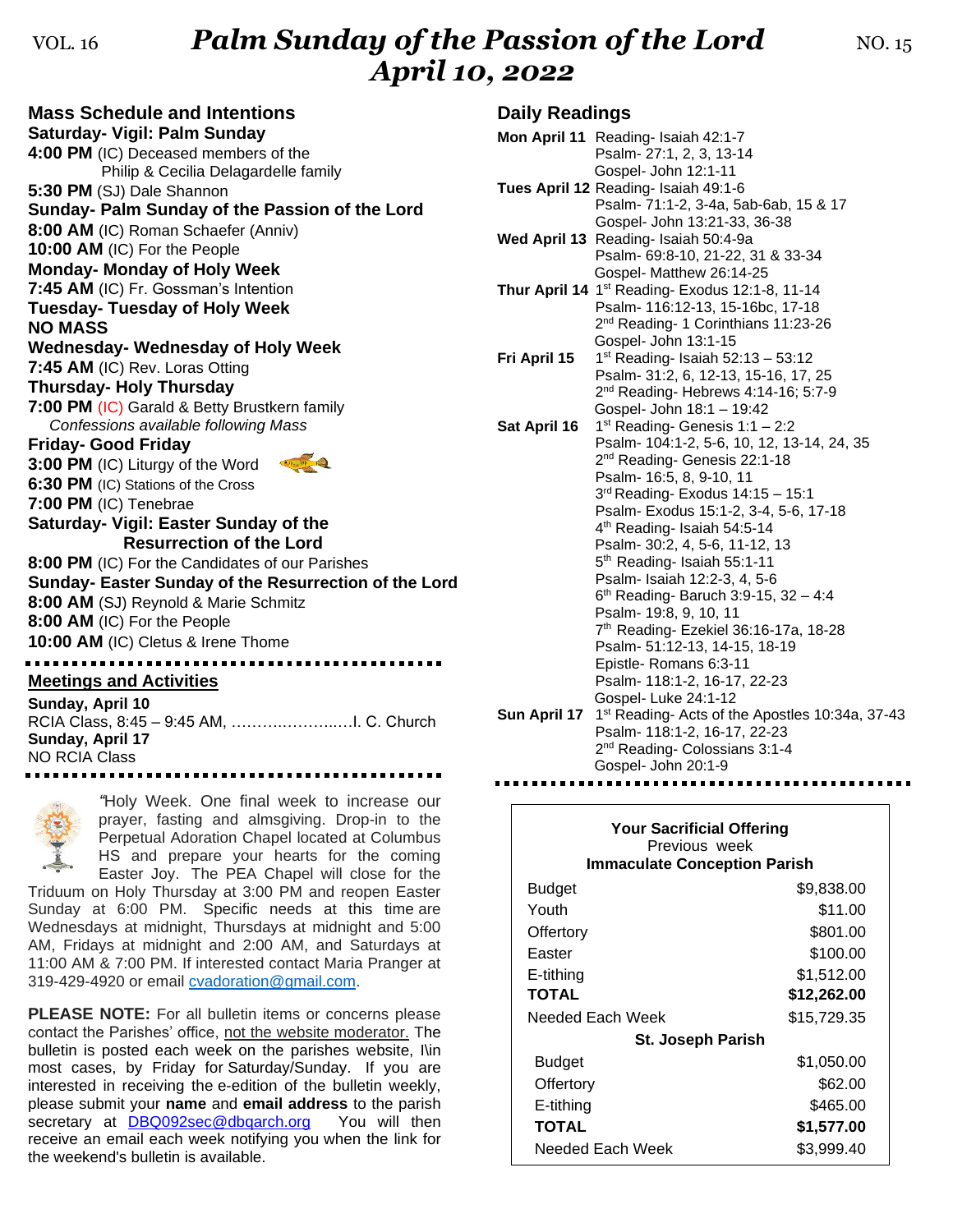VOL. 16

# *Palm Sunday of the Passion of the Lord*
# *April 10, 2022*

NO. 15

## Mass Schedule and Intentions

**Saturday- Vigil: Palm Sunday**
**4:00 PM** (IC) Deceased members of the Philip & Cecilia Delagardelle family
**5:30 PM** (SJ) Dale Shannon

**Sunday- Palm Sunday of the Passion of the Lord**
**8:00 AM** (IC) Roman Schaefer (Anniv)
**10:00 AM** (IC) For the People

**Monday- Monday of Holy Week**
**7:45 AM** (IC) Fr. Gossman's Intention

**Tuesday- Tuesday of Holy Week**
**NO MASS**

**Wednesday- Wednesday of Holy Week**
**7:45 AM** (IC) Rev. Loras Otting

**Thursday- Holy Thursday**
**7:00 PM** (IC) Garald & Betty Brustkern family
*Confessions available following Mass*

**Friday- Good Friday**
**3:00 PM** (IC) Liturgy of the Word
**6:30 PM** (IC) Stations of the Cross
**7:00 PM** (IC) Tenebrae

**Saturday- Vigil: Easter Sunday of the Resurrection of the Lord**
**8:00 PM** (IC) For the Candidates of our Parishes

**Sunday- Easter Sunday of the Resurrection of the Lord**
**8:00 AM** (SJ) Reynold & Marie Schmitz
**8:00 AM** (IC) For the People
**10:00 AM** (IC) Cletus & Irene Thome

## Meetings and Activities

**Sunday, April 10**
RCIA Class, 8:45 – 9:45 AM, ………..………..…I. C. Church
**Sunday, April 17**
NO RCIA Class

"Holy Week. One final week to increase our prayer, fasting and almsgiving. Drop-in to the Perpetual Adoration Chapel located at Columbus HS and prepare your hearts for the coming Easter Joy. The PEA Chapel will close for the Triduum on Holy Thursday at 3:00 PM and reopen Easter Sunday at 6:00 PM. Specific needs at this time are Wednesdays at midnight, Thursdays at midnight and 5:00 AM, Fridays at midnight and 2:00 AM, and Saturdays at 11:00 AM & 7:00 PM. If interested contact Maria Pranger at 319-429-4920 or email cvadoration@gmail.com.

**PLEASE NOTE:** For all bulletin items or concerns please contact the Parishes' office, not the website moderator. The bulletin is posted each week on the parishes website, I\in most cases, by Friday for Saturday/Sunday. If you are interested in receiving the e-edition of the bulletin weekly, please submit your **name** and **email address** to the parish secretary at DBQ092sec@dbqarch.org You will then receive an email each week notifying you when the link for the weekend's bulletin is available.

## Daily Readings

**Mon April 11**
Reading- Isaiah 42:1-7
Psalm- 27:1, 2, 3, 13-14
Gospel- John 12:1-11

**Tues April 12**
Reading- Isaiah 49:1-6
Psalm- 71:1-2, 3-4a, 5ab-6ab, 15 & 17
Gospel- John 13:21-33, 36-38

**Wed April 13**
Reading- Isaiah 50:4-9a
Psalm- 69:8-10, 21-22, 31 & 33-34
Gospel- Matthew 26:14-25

**Thur April 14**
1st Reading- Exodus 12:1-8, 11-14
Psalm- 116:12-13, 15-16bc, 17-18
2nd Reading- 1 Corinthians 11:23-26
Gospel- John 13:1-15

**Fri April 15**
1st Reading- Isaiah 52:13 – 53:12
Psalm- 31:2, 6, 12-13, 15-16, 17, 25
2nd Reading- Hebrews 4:14-16; 5:7-9
Gospel- John 18:1 – 19:42

**Sat April 16**
1st Reading- Genesis 1:1 – 2:2
Psalm- 104:1-2, 5-6, 10, 12, 13-14, 24, 35
2nd Reading- Genesis 22:1-18
Psalm- 16:5, 8, 9-10, 11
3rd Reading- Exodus 14:15 – 15:1
Psalm- Exodus 15:1-2, 3-4, 5-6, 17-18
4th Reading- Isaiah 54:5-14
Psalm- 30:2, 4, 5-6, 11-12, 13
5th Reading- Isaiah 55:1-11
Psalm- Isaiah 12:2-3, 4, 5-6
6th Reading- Baruch 3:9-15, 32 – 4:4
Psalm- 19:8, 9, 10, 11
7th Reading- Ezekiel 36:16-17a, 18-28
Psalm- 51:12-13, 14-15, 18-19
Epistle- Romans 6:3-11
Psalm- 118:1-2, 16-17, 22-23
Gospel- Luke 24:1-12

**Sun April 17**
1st Reading- Acts of the Apostles 10:34a, 37-43
Psalm- 118:1-2, 16-17, 22-23
2nd Reading- Colossians 3:1-4
Gospel- John 20:1-9

**Your Sacrificial Offering**
Previous week

| **Immaculate Conception Parish** | |
|---|---|
| Budget | $9,838.00 |
| Youth | $11.00 |
| Offertory | $801.00 |
| Easter | $100.00 |
| E-tithing | $1,512.00 |
| **TOTAL** | **$12,262.00** |
| Needed Each Week | $15,729.35 |
| **St. Joseph Parish** | |
| Budget | $1,050.00 |
| Offertory | $62.00 |
| E-tithing | $465.00 |
| **TOTAL** | **$1,577.00** |
| Needed Each Week | $3,999.40 |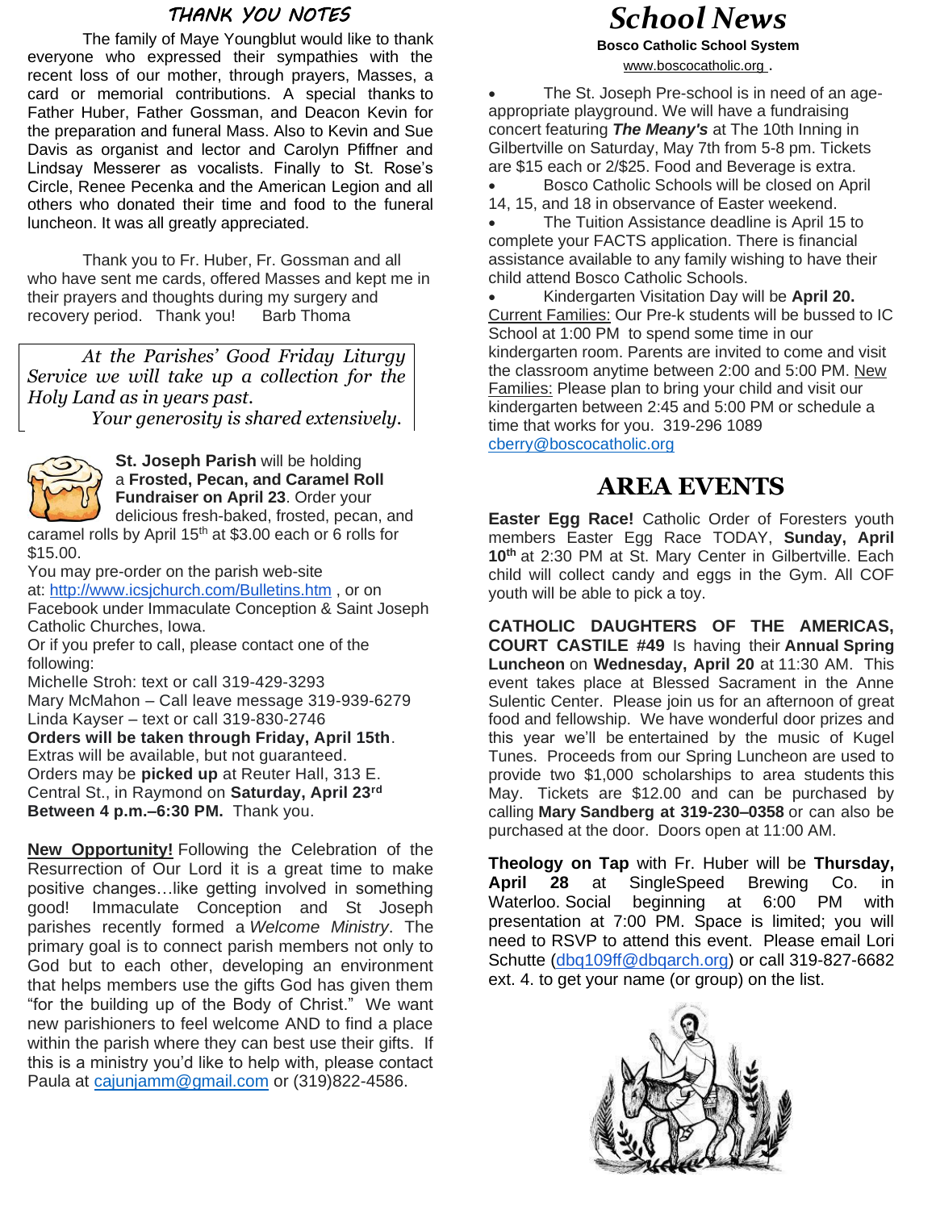## THANK YOU NOTES

The family of Maye Youngblut would like to thank everyone who expressed their sympathies with the recent loss of our mother, through prayers, Masses, a card or memorial contributions. A special thanks to Father Huber, Father Gossman, and Deacon Kevin for the preparation and funeral Mass. Also to Kevin and Sue Davis as organist and lector and Carolyn Pfiffner and Lindsay Messerer as vocalists. Finally to St. Rose's Circle, Renee Pecenka and the American Legion and all others who donated their time and food to the funeral luncheon. It was all greatly appreciated.

Thank you to Fr. Huber, Fr. Gossman and all who have sent me cards, offered Masses and kept me in their prayers and thoughts during my surgery and recovery period. Thank you! Barb Thoma

*At the Parishes' Good Friday Liturgy Service we will take up a collection for the Holy Land as in years past.*

*Your generosity is shared extensively.*

**St. Joseph Parish** will be holding a **Frosted, Pecan, and Caramel Roll Fundraiser on April 23**. Order your delicious fresh-baked, frosted, pecan, and caramel rolls by April 15th at $3.00 each or 6 rolls for $15.00.

You may pre-order on the parish web-site at: http://www.icsjchurch.com/Bulletins.htm , or on Facebook under Immaculate Conception & Saint Joseph Catholic Churches, Iowa.

Or if you prefer to call, please contact one of the following:

Michelle Stroh: text or call 319-429-3293
Mary McMahon – Call leave message 319-939-6279
Linda Kayser – text or call 319-830-2746

**Orders will be taken through Friday, April 15th**. Extras will be available, but not guaranteed. Orders may be **picked up** at Reuter Hall, 313 E. Central St., in Raymond on **Saturday, April 23rd Between 4 p.m.–6:30 PM.** Thank you.

**New Opportunity!** Following the Celebration of the Resurrection of Our Lord it is a great time to make positive changes…like getting involved in something good! Immaculate Conception and St Joseph parishes recently formed a *Welcome Ministry*. The primary goal is to connect parish members not only to God but to each other, developing an environment that helps members use the gifts God has given them "for the building up of the Body of Christ." We want new parishioners to feel welcome AND to find a place within the parish where they can best use their gifts. If this is a ministry you'd like to help with, please contact Paula at cajunjamm@gmail.com or (319)822-4586.

# School News

**Bosco Catholic School System**

www.boscocatholic.org .

- The St. Joseph Pre-school is in need of an age-appropriate playground. We will have a fundraising concert featuring ***The Meany's*** at The 10th Inning in Gilbertville on Saturday, May 7th from 5-8 pm. Tickets are $15 each or 2/$25. Food and Beverage is extra.
- Bosco Catholic Schools will be closed on April 14, 15, and 18 in observance of Easter weekend.
- The Tuition Assistance deadline is April 15 to complete your FACTS application. There is financial assistance available to any family wishing to have their child attend Bosco Catholic Schools.
- Kindergarten Visitation Day will be **April 20.** Current Families: Our Pre-k students will be bussed to IC School at 1:00 PM to spend some time in our kindergarten room. Parents are invited to come and visit the classroom anytime between 2:00 and 5:00 PM. New Families: Please plan to bring your child and visit our kindergarten between 2:45 and 5:00 PM or schedule a time that works for you. 319-296 1089 cberry@boscocatholic.org

# AREA EVENTS

**Easter Egg Race!** Catholic Order of Foresters youth members Easter Egg Race TODAY, **Sunday, April 10th** at 2:30 PM at St. Mary Center in Gilbertville. Each child will collect candy and eggs in the Gym. All COF youth will be able to pick a toy.

**CATHOLIC DAUGHTERS OF THE AMERICAS, COURT CASTILE #49** Is having their **Annual Spring Luncheon** on **Wednesday, April 20** at 11:30 AM. This event takes place at Blessed Sacrament in the Anne Sulentic Center. Please join us for an afternoon of great food and fellowship. We have wonderful door prizes and this year we'll be entertained by the music of Kugel Tunes. Proceeds from our Spring Luncheon are used to provide two $1,000 scholarships to area students this May. Tickets are $12.00 and can be purchased by calling **Mary Sandberg at 319-230–0358** or can also be purchased at the door. Doors open at 11:00 AM.

**Theology on Tap** with Fr. Huber will be **Thursday, April 28** at SingleSpeed Brewing Co. in Waterloo. Social beginning at 6:00 PM with presentation at 7:00 PM. Space is limited; you will need to RSVP to attend this event. Please email Lori Schutte (dbq109ff@dbqarch.org) or call 319-827-6682 ext. 4. to get your name (or group) on the list.